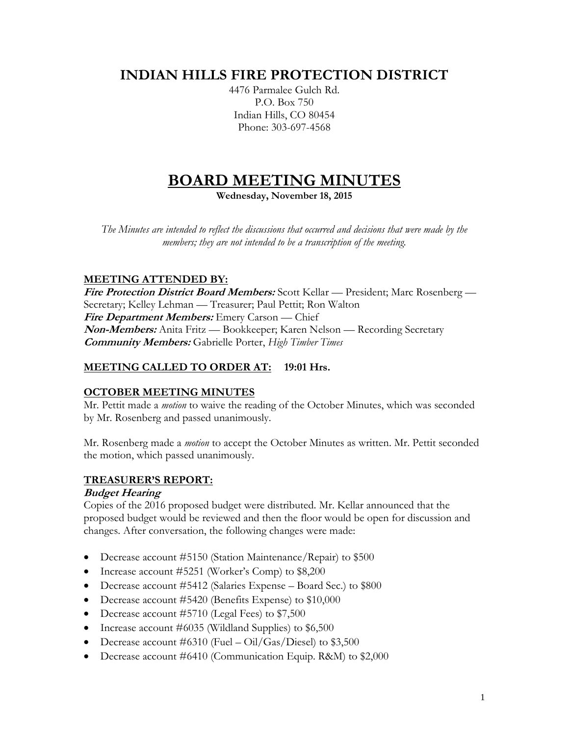# INDIAN HILLS FIRE PROTECTION DISTRICT

4476 Parmalee Gulch Rd.
P.O. Box 750
Indian Hills, CO 80454
Phone: 303-697-4568

# BOARD MEETING MINUTES

**Wednesday, November 18, 2015**

*The Minutes are intended to reflect the discussions that occurred and decisions that were made by the members; they are not intended to be a transcription of the meeting.*

## MEETING ATTENDED BY:

***Fire Protection District Board Members:*** Scott Kellar — President; Marc Rosenberg — Secretary; Kelley Lehman — Treasurer; Paul Pettit; Ron Walton
***Fire Department Members:*** Emery Carson — Chief
***Non-Members:*** Anita Fritz — Bookkeeper; Karen Nelson — Recording Secretary
***Community Members:*** Gabrielle Porter, *High Timber Times*

## MEETING CALLED TO ORDER AT: 19:01 Hrs.

## OCTOBER MEETING MINUTES

Mr. Pettit made a *motion* to waive the reading of the October Minutes, which was seconded by Mr. Rosenberg and passed unanimously.

Mr. Rosenberg made a *motion* to accept the October Minutes as written. Mr. Pettit seconded the motion, which passed unanimously.

## TREASURER'S REPORT:

### *Budget Hearing*

Copies of the 2016 proposed budget were distributed. Mr. Kellar announced that the proposed budget would be reviewed and then the floor would be open for discussion and changes. After conversation, the following changes were made:

- Decrease account #5150 (Station Maintenance/Repair) to $500
- Increase account #5251 (Worker's Comp) to $8,200
- Decrease account #5412 (Salaries Expense – Board Sec.) to $800
- Decrease account #5420 (Benefits Expense) to $10,000
- Decrease account #5710 (Legal Fees) to $7,500
- Increase account #6035 (Wildland Supplies) to $6,500
- Decrease account #6310 (Fuel – Oil/Gas/Diesel) to $3,500
- Decrease account #6410 (Communication Equip. R&M) to $2,000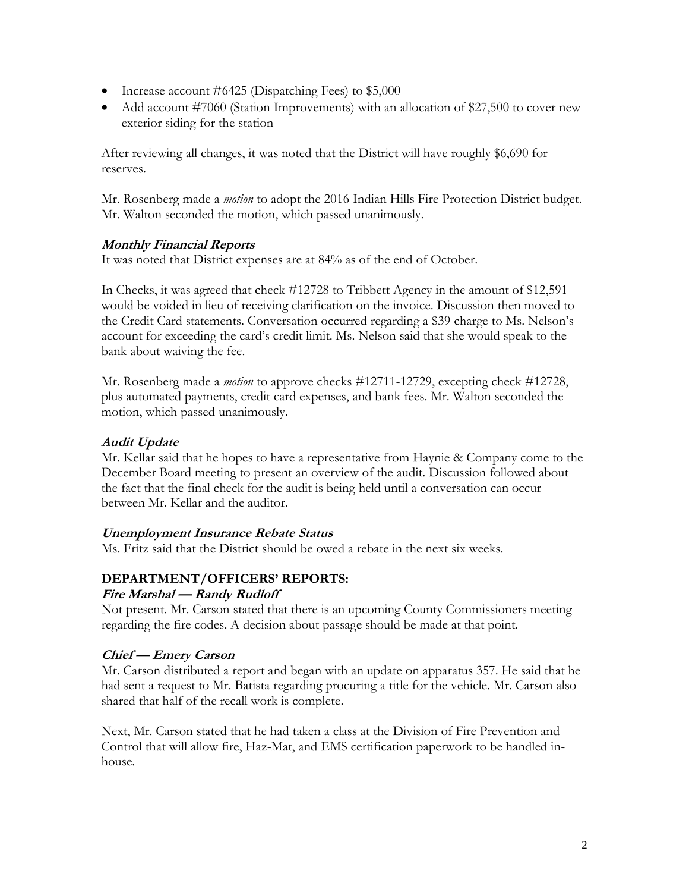- Increase account #6425 (Dispatching Fees) to $5,000
- Add account #7060 (Station Improvements) with an allocation of $27,500 to cover new exterior siding for the station

After reviewing all changes, it was noted that the District will have roughly $6,690 for reserves.

Mr. Rosenberg made a *motion* to adopt the 2016 Indian Hills Fire Protection District budget. Mr. Walton seconded the motion, which passed unanimously.

### ***Monthly Financial Reports***

It was noted that District expenses are at 84% as of the end of October.

In Checks, it was agreed that check #12728 to Tribbett Agency in the amount of $12,591 would be voided in lieu of receiving clarification on the invoice. Discussion then moved to the Credit Card statements. Conversation occurred regarding a $39 charge to Ms. Nelson's account for exceeding the card's credit limit. Ms. Nelson said that she would speak to the bank about waiving the fee.

Mr. Rosenberg made a *motion* to approve checks #12711-12729, excepting check #12728, plus automated payments, credit card expenses, and bank fees. Mr. Walton seconded the motion, which passed unanimously.

### ***Audit Update***

Mr. Kellar said that he hopes to have a representative from Haynie & Company come to the December Board meeting to present an overview of the audit. Discussion followed about the fact that the final check for the audit is being held until a conversation can occur between Mr. Kellar and the auditor.

### ***Unemployment Insurance Rebate Status***

Ms. Fritz said that the District should be owed a rebate in the next six weeks.

## DEPARTMENT/OFFICERS' REPORTS:

### ***Fire Marshal — Randy Rudloff***

Not present. Mr. Carson stated that there is an upcoming County Commissioners meeting regarding the fire codes. A decision about passage should be made at that point.

### ***Chief — Emery Carson***

Mr. Carson distributed a report and began with an update on apparatus 357. He said that he had sent a request to Mr. Batista regarding procuring a title for the vehicle. Mr. Carson also shared that half of the recall work is complete.

Next, Mr. Carson stated that he had taken a class at the Division of Fire Prevention and Control that will allow fire, Haz-Mat, and EMS certification paperwork to be handled in-house.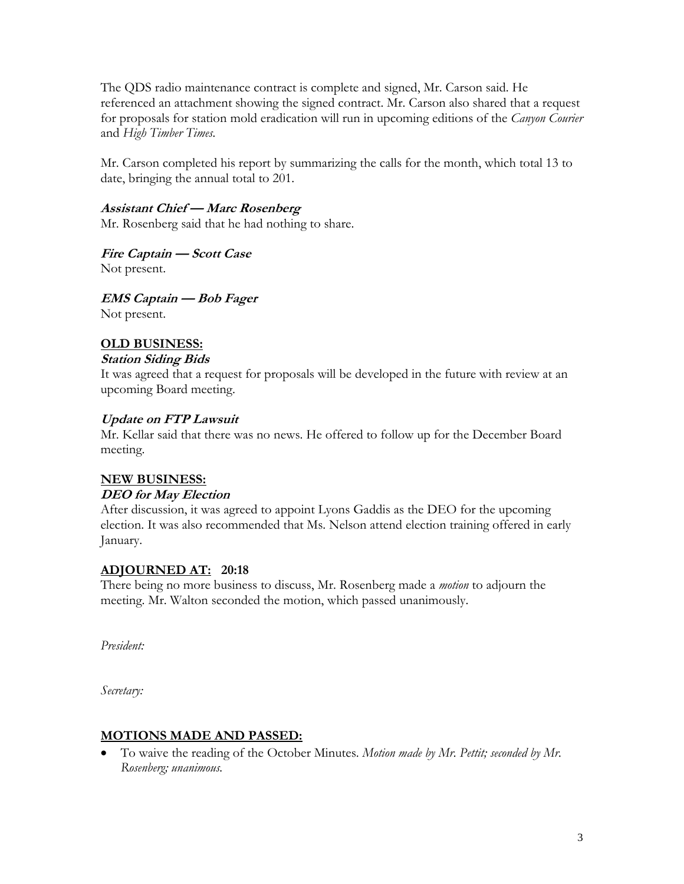The QDS radio maintenance contract is complete and signed, Mr. Carson said. He referenced an attachment showing the signed contract. Mr. Carson also shared that a request for proposals for station mold eradication will run in upcoming editions of the *Canyon Courier* and *High Timber Times*.

Mr. Carson completed his report by summarizing the calls for the month, which total 13 to date, bringing the annual total to 201.

***Assistant Chief — Marc Rosenberg***
Mr. Rosenberg said that he had nothing to share.

***Fire Captain — Scott Case***
Not present.

***EMS Captain — Bob Fager***
Not present.

## OLD BUSINESS:

***Station Siding Bids***
It was agreed that a request for proposals will be developed in the future with review at an upcoming Board meeting.

***Update on FTP Lawsuit***
Mr. Kellar said that there was no news. He offered to follow up for the December Board meeting.

## NEW BUSINESS:

***DEO for May Election***
After discussion, it was agreed to appoint Lyons Gaddis as the DEO for the upcoming election. It was also recommended that Ms. Nelson attend election training offered in early January.

## ADJOURNED AT: 20:18

There being no more business to discuss, Mr. Rosenberg made a *motion* to adjourn the meeting. Mr. Walton seconded the motion, which passed unanimously.

*President:*

*Secretary:*

## MOTIONS MADE AND PASSED:

- To waive the reading of the October Minutes. *Motion made by Mr. Pettit; seconded by Mr. Rosenberg; unanimous.*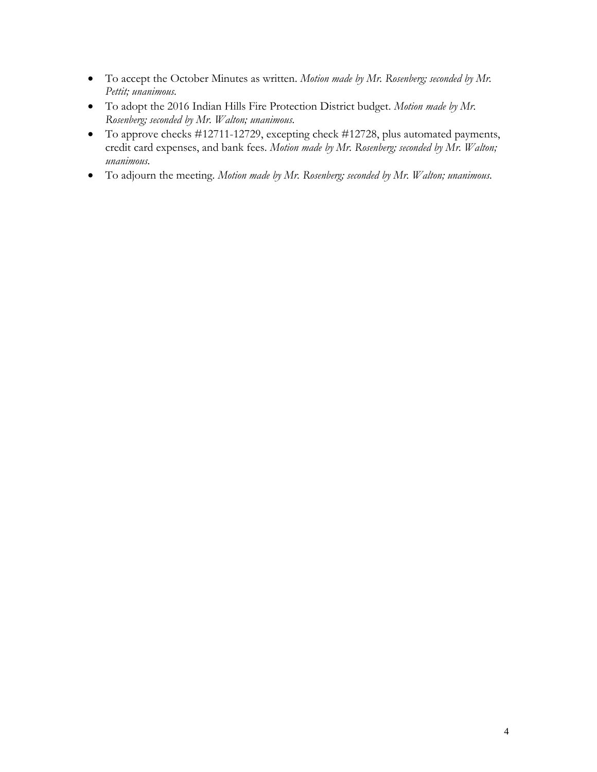- To accept the October Minutes as written. *Motion made by Mr. Rosenberg; seconded by Mr. Pettit; unanimous.*
- To adopt the 2016 Indian Hills Fire Protection District budget. *Motion made by Mr. Rosenberg; seconded by Mr. Walton; unanimous.*
- To approve checks #12711-12729, excepting check #12728, plus automated payments, credit card expenses, and bank fees. *Motion made by Mr. Rosenberg; seconded by Mr. Walton; unanimous.*
- To adjourn the meeting. *Motion made by Mr. Rosenberg; seconded by Mr. Walton; unanimous.*